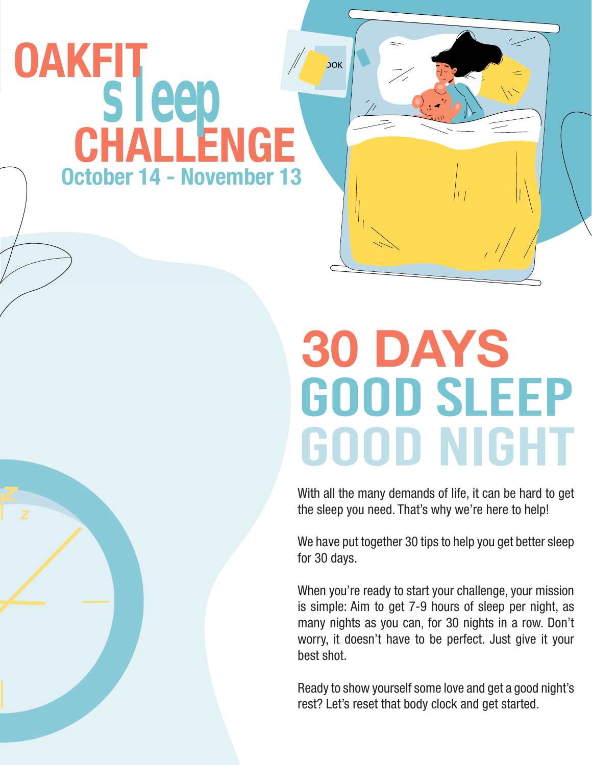# OAKFIT sleep CHALLENGE

### October 14 - November 13

## 30 DAYS GOOD SLEEP GOOD NIGHT

With all the many demands of life, it can be hard to get the sleep you need. That's why we're here to help!

We have put together 30 tips to help you get better sleep for 30 days.

When you're ready to start your challenge, your mission is simple: Aim to get 7-9 hours of sleep per night, as many nights as you can, for 30 nights in a row. Don't worry, it doesn't have to be perfect. Just give it your best shot.

Ready to show yourself some love and get a good night's rest? Let's reset that body clock and get started.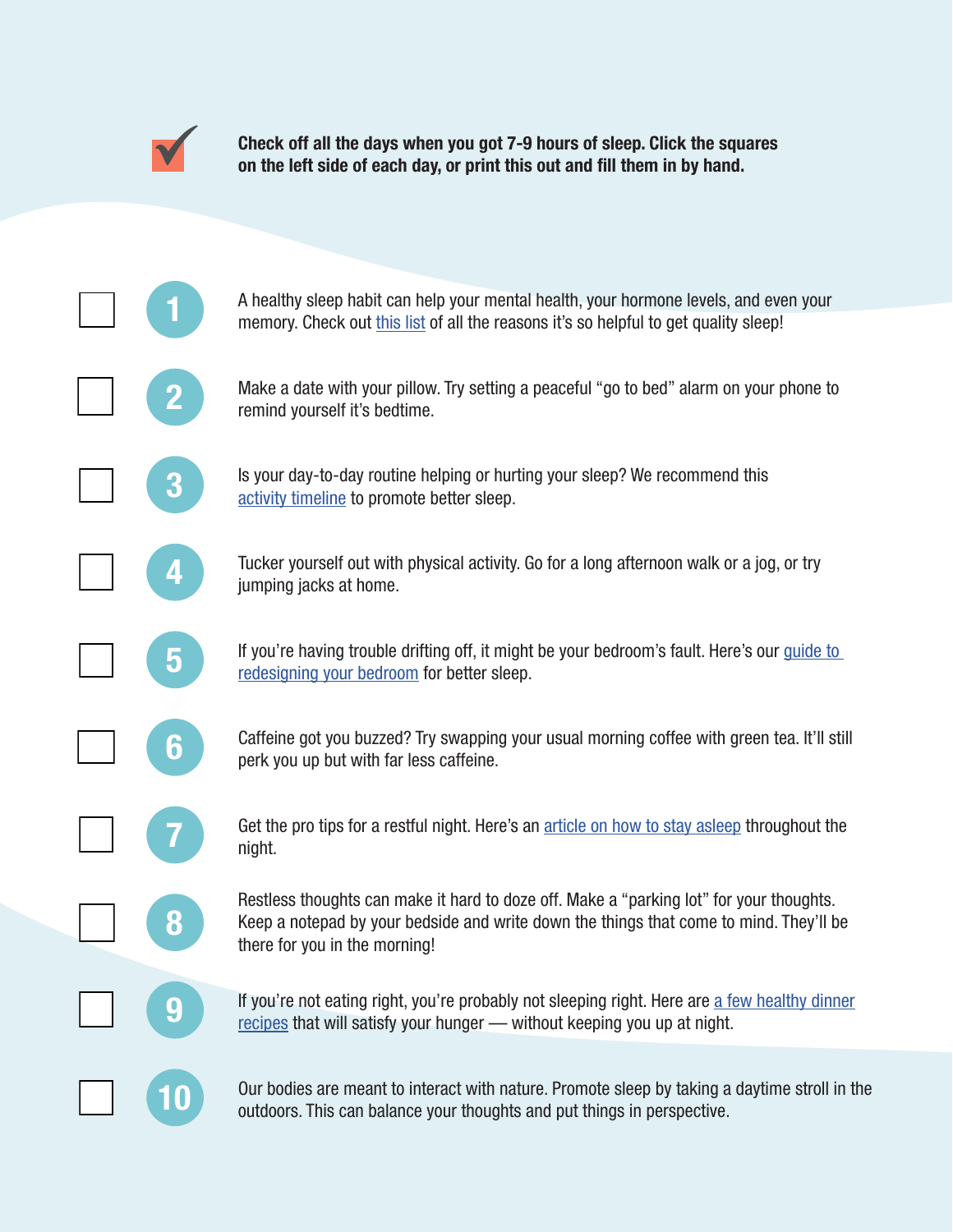**Check off all the days when you got 7-9 hours of sleep. Click the squares on the left side of each day, or print this out and fill them in by hand.**

- [ ] **1** A healthy sleep habit can help your mental health, your hormone levels, and even your memory. Check out this list of all the reasons it's so helpful to get quality sleep!

- [ ] **2** Make a date with your pillow. Try setting a peaceful "go to bed" alarm on your phone to remind yourself it's bedtime.

- [ ] **3** Is your day-to-day routine helping or hurting your sleep? We recommend this activity timeline to promote better sleep.

- [ ] **4** Tucker yourself out with physical activity. Go for a long afternoon walk or a jog, or try jumping jacks at home.

- [ ] **5** If you're having trouble drifting off, it might be your bedroom's fault. Here's our guide to redesigning your bedroom for better sleep.

- [ ] **6** Caffeine got you buzzed? Try swapping your usual morning coffee with green tea. It'll still perk you up but with far less caffeine.

- [ ] **7** Get the pro tips for a restful night. Here's an article on how to stay asleep throughout the night.

- [ ] **8** Restless thoughts can make it hard to doze off. Make a "parking lot" for your thoughts. Keep a notepad by your bedside and write down the things that come to mind. They'll be there for you in the morning!

- [ ] **9** If you're not eating right, you're probably not sleeping right. Here are a few healthy dinner recipes that will satisfy your hunger — without keeping you up at night.

- [ ] **10** Our bodies are meant to interact with nature. Promote sleep by taking a daytime stroll in the outdoors. This can balance your thoughts and put things in perspective.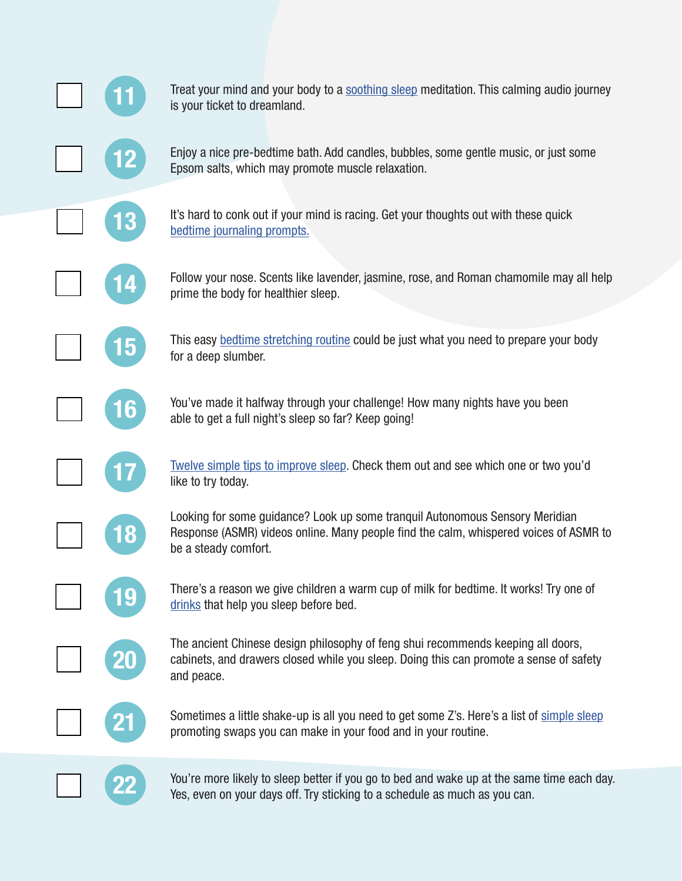- [ ] **11** Treat your mind and your body to a soothing sleep meditation. This calming audio journey is your ticket to dreamland.

- [ ] **12** Enjoy a nice pre-bedtime bath. Add candles, bubbles, some gentle music, or just some Epsom salts, which may promote muscle relaxation.

- [ ] **13** It's hard to conk out if your mind is racing. Get your thoughts out with these quick bedtime journaling prompts.

- [ ] **14** Follow your nose. Scents like lavender, jasmine, rose, and Roman chamomile may all help prime the body for healthier sleep.

- [ ] **15** This easy bedtime stretching routine could be just what you need to prepare your body for a deep slumber.

- [ ] **16** You've made it halfway through your challenge! How many nights have you been able to get a full night's sleep so far? Keep going!

- [ ] **17** Twelve simple tips to improve sleep. Check them out and see which one or two you'd like to try today.

- [ ] **18** Looking for some guidance? Look up some tranquil Autonomous Sensory Meridian Response (ASMR) videos online. Many people find the calm, whispered voices of ASMR to be a steady comfort.

- [ ] **19** There's a reason we give children a warm cup of milk for bedtime. It works! Try one of drinks that help you sleep before bed.

- [ ] **20** The ancient Chinese design philosophy of feng shui recommends keeping all doors, cabinets, and drawers closed while you sleep. Doing this can promote a sense of safety and peace.

- [ ] **21** Sometimes a little shake-up is all you need to get some Z's. Here's a list of simple sleep promoting swaps you can make in your food and in your routine.

- [ ] **22** You're more likely to sleep better if you go to bed and wake up at the same time each day. Yes, even on your days off. Try sticking to a schedule as much as you can.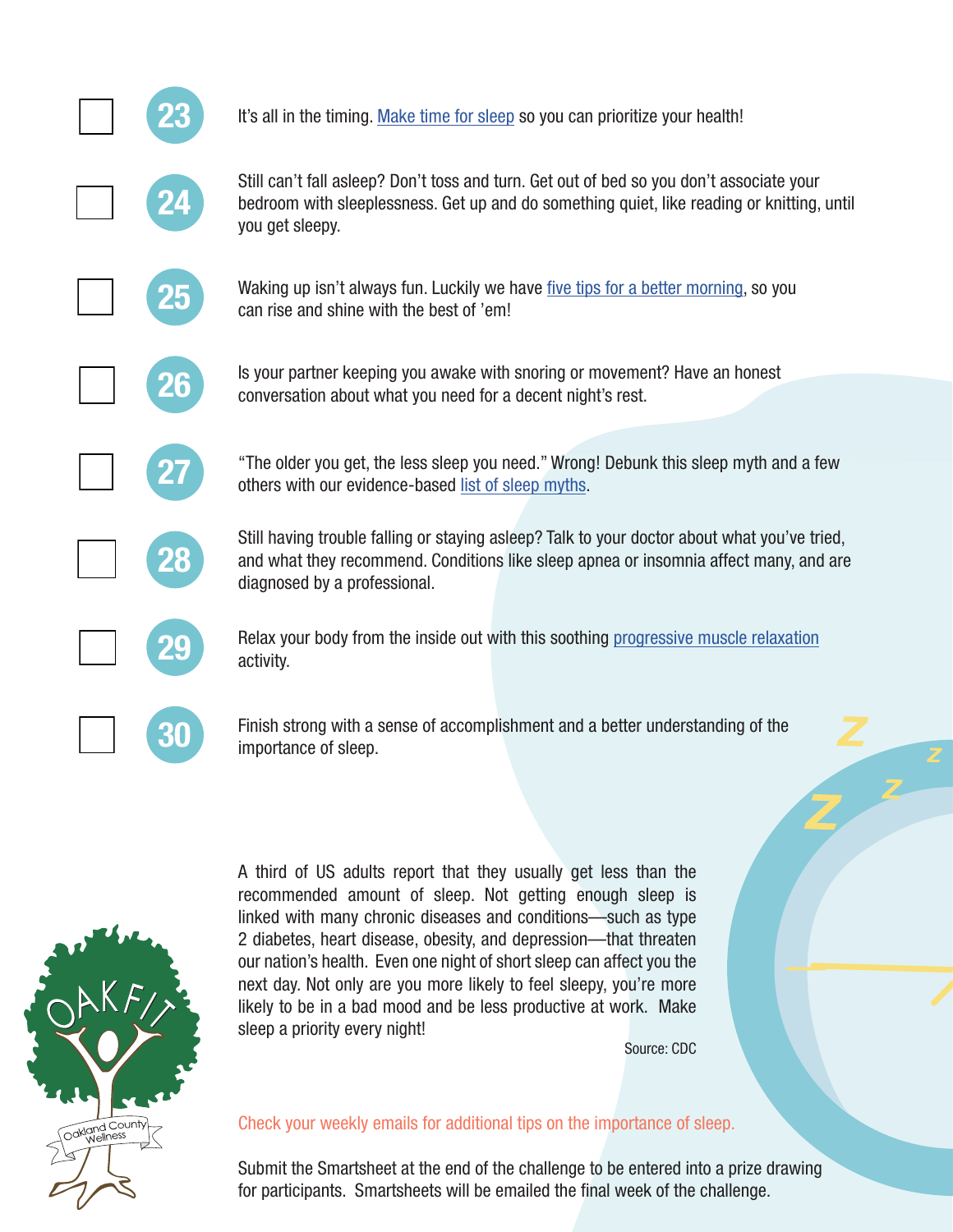- [ ] **23** It's all in the timing. Make time for sleep so you can prioritize your health!
- [ ] **24** Still can't fall asleep? Don't toss and turn. Get out of bed so you don't associate your bedroom with sleeplessness. Get up and do something quiet, like reading or knitting, until you get sleepy.
- [ ] **25** Waking up isn't always fun. Luckily we have five tips for a better morning, so you can rise and shine with the best of 'em!
- [ ] **26** Is your partner keeping you awake with snoring or movement? Have an honest conversation about what you need for a decent night's rest.
- [ ] **27** "The older you get, the less sleep you need." Wrong! Debunk this sleep myth and a few others with our evidence-based list of sleep myths.
- [ ] **28** Still having trouble falling or staying asleep? Talk to your doctor about what you've tried, and what they recommend. Conditions like sleep apnea or insomnia affect many, and are diagnosed by a professional.
- [ ] **29** Relax your body from the inside out with this soothing progressive muscle relaxation activity.
- [ ] **30** Finish strong with a sense of accomplishment and a better understanding of the importance of sleep.

A third of US adults report that they usually get less than the recommended amount of sleep. Not getting enough sleep is linked with many chronic diseases and conditions—such as type 2 diabetes, heart disease, obesity, and depression—that threaten our nation's health. Even one night of short sleep can affect you the next day. Not only are you more likely to feel sleepy, you're more likely to be in a bad mood and be less productive at work. Make sleep a priority every night!

Source: CDC

OAKFIT Oakland County Wellness

Check your weekly emails for additional tips on the importance of sleep.

Submit the Smartsheet at the end of the challenge to be entered into a prize drawing for participants. Smartsheets will be emailed the final week of the challenge.